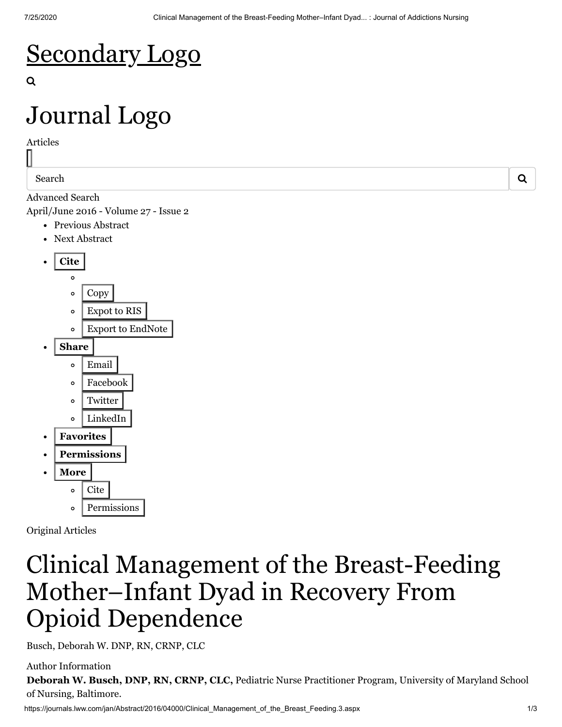# Secondary Logo

# Journal Logo

Articles

Search

Advanced Search

April/June 2016 - Volume 27 - Issue 2

- Previous Abstract
- Next Abstract

- **Cite**
  - Copy
  - Expot to RIS
  - Export to EndNote
- **Share**
  - Email
  - Facebook
  - Twitter
  - LinkedIn
- **Favorites**
- **Permissions**
- **More**
  - Cite
  - Permissions

Original Articles

# Clinical Management of the Breast-Feeding Mother–Infant Dyad in Recovery From Opioid Dependence

Busch, Deborah W. DNP, RN, CRNP, CLC

Author Information

**Deborah W. Busch, DNP, RN, CRNP, CLC,** Pediatric Nurse Practitioner Program, University of Maryland School of Nursing, Baltimore.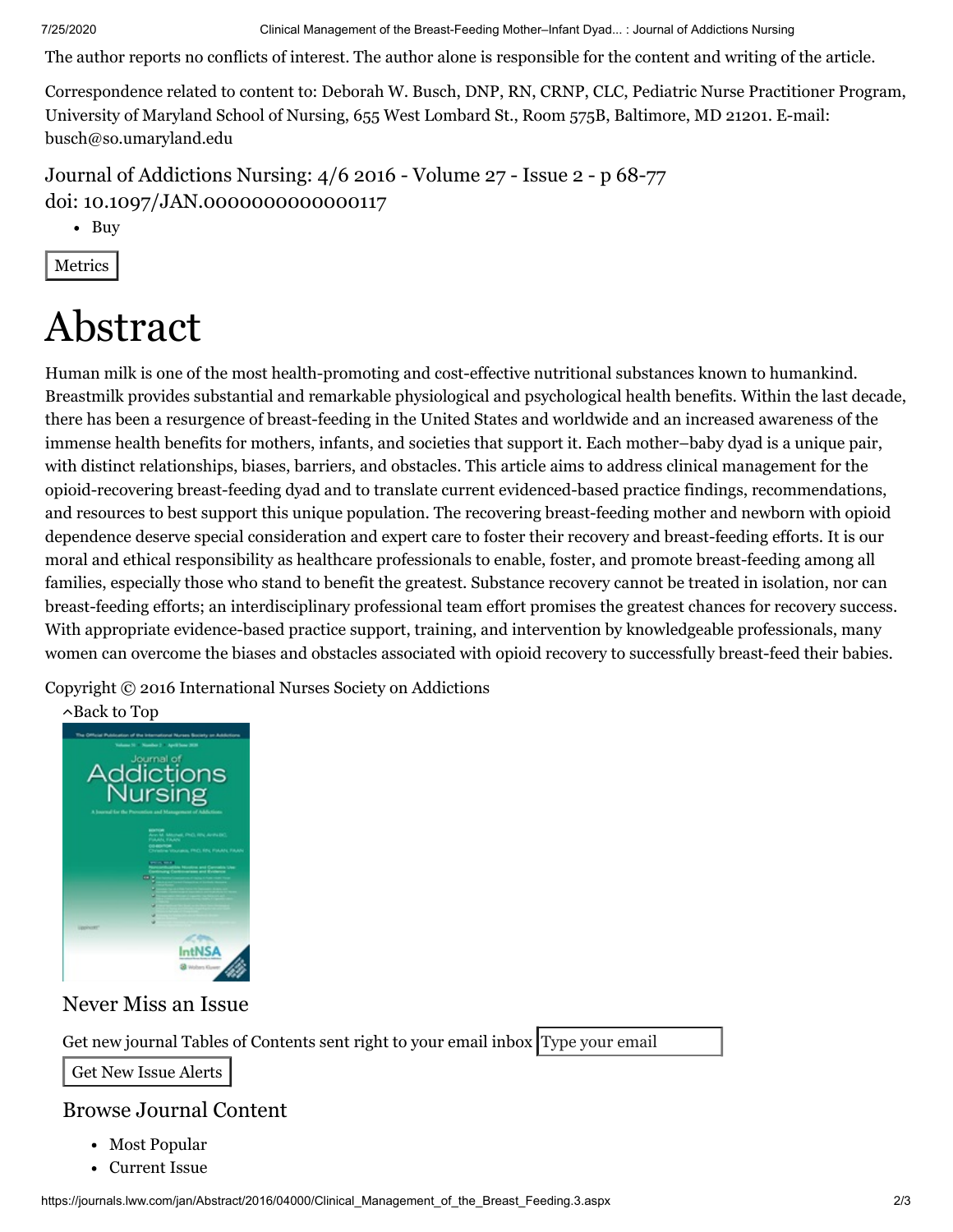The author reports no conflicts of interest. The author alone is responsible for the content and writing of the article.

Correspondence related to content to: Deborah W. Busch, DNP, RN, CRNP, CLC, Pediatric Nurse Practitioner Program, University of Maryland School of Nursing, 655 West Lombard St., Room 575B, Baltimore, MD 21201. E-mail: busch@so.umaryland.edu

Journal of Addictions Nursing: 4/6 2016 - Volume 27 - Issue 2 - p 68-77
doi: 10.1097/JAN.0000000000000117

- Buy

Metrics

# Abstract

Human milk is one of the most health-promoting and cost-effective nutritional substances known to humankind. Breastmilk provides substantial and remarkable physiological and psychological health benefits. Within the last decade, there has been a resurgence of breast-feeding in the United States and worldwide and an increased awareness of the immense health benefits for mothers, infants, and societies that support it. Each mother–baby dyad is a unique pair, with distinct relationships, biases, barriers, and obstacles. This article aims to address clinical management for the opioid-recovering breast-feeding dyad and to translate current evidenced-based practice findings, recommendations, and resources to best support this unique population. The recovering breast-feeding mother and newborn with opioid dependence deserve special consideration and expert care to foster their recovery and breast-feeding efforts. It is our moral and ethical responsibility as healthcare professionals to enable, foster, and promote breast-feeding among all families, especially those who stand to benefit the greatest. Substance recovery cannot be treated in isolation, nor can breast-feeding efforts; an interdisciplinary professional team effort promises the greatest chances for recovery success. With appropriate evidence-based practice support, training, and intervention by knowledgeable professionals, many women can overcome the biases and obstacles associated with opioid recovery to successfully breast-feed their babies.

Copyright © 2016 International Nurses Society on Addictions

^Back to Top

## Never Miss an Issue

Get new journal Tables of Contents sent right to your email inbox Type your email

Get New Issue Alerts

## Browse Journal Content

- Most Popular
- Current Issue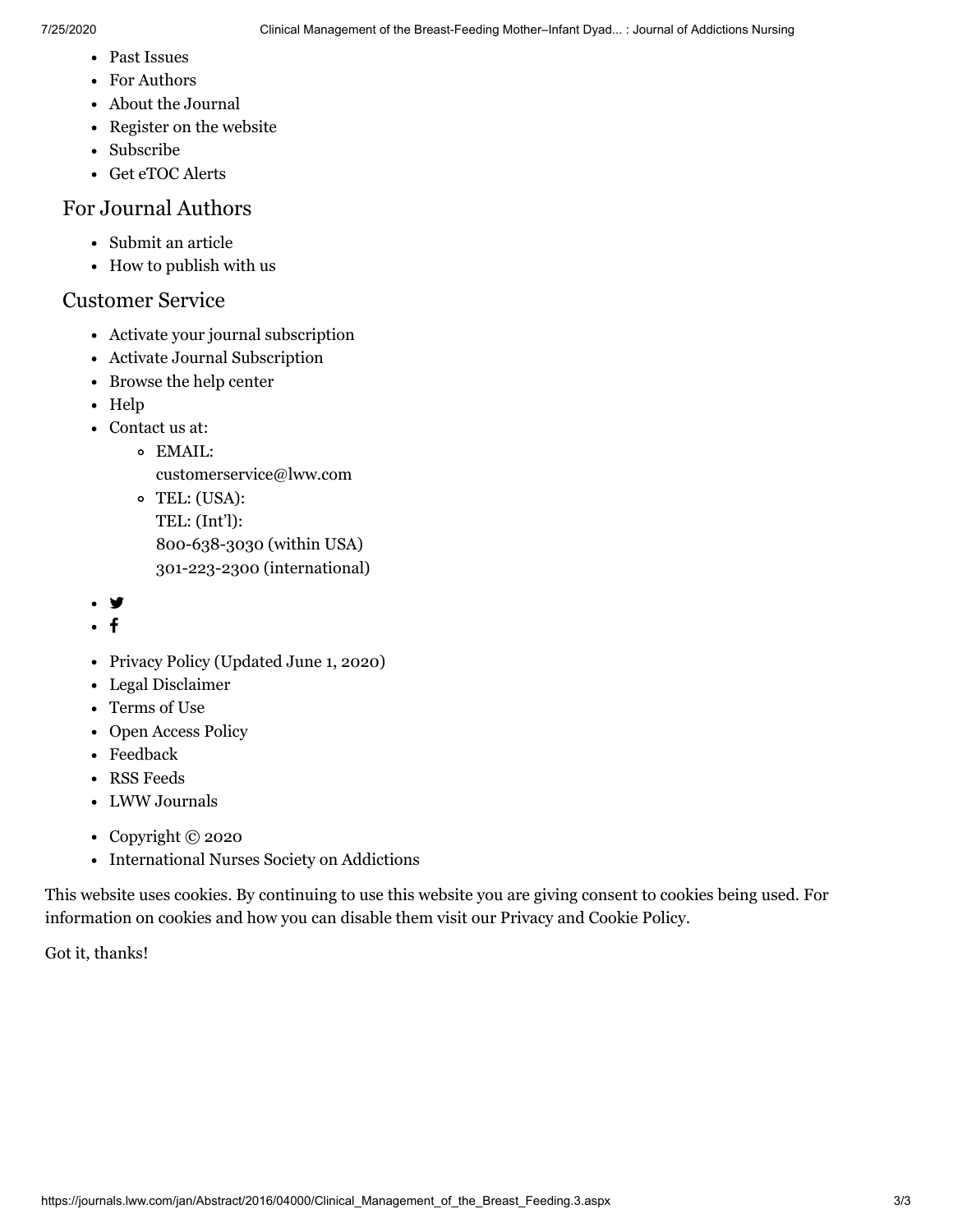- Past Issues
- For Authors
- About the Journal
- Register on the website
- Subscribe
- Get eTOC Alerts

## For Journal Authors

- Submit an article
- How to publish with us

## Customer Service

- Activate your journal subscription
- Activate Journal Subscription
- Browse the help center
- Help
- Contact us at:
  - EMAIL:
    customerservice@lww.com
  - TEL: (USA):
    TEL: (Int'l):
    800-638-3030 (within USA)
    301-223-2300 (international)

- Privacy Policy (Updated June 1, 2020)
- Legal Disclaimer
- Terms of Use
- Open Access Policy
- Feedback
- RSS Feeds
- LWW Journals

- Copyright © 2020
- International Nurses Society on Addictions

This website uses cookies. By continuing to use this website you are giving consent to cookies being used. For information on cookies and how you can disable them visit our Privacy and Cookie Policy.

Got it, thanks!